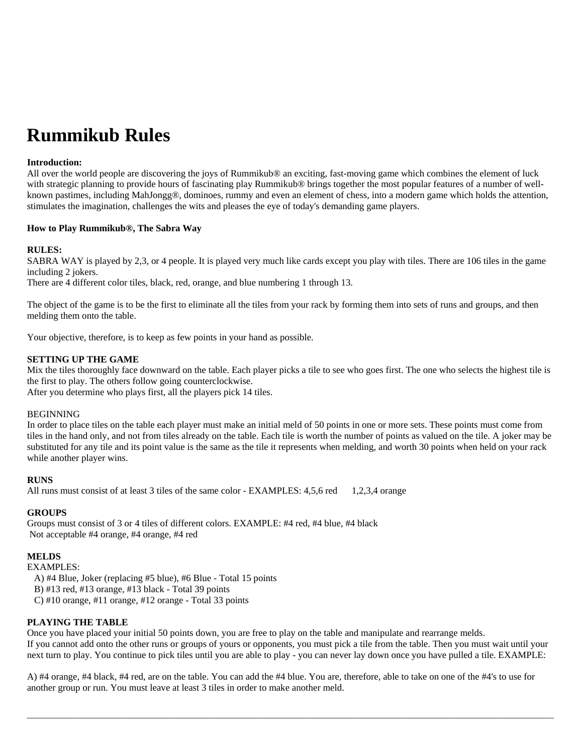# Rummikub Rules

**Introduction:**
All over the world people are discovering the joys of Rummikub® an exciting, fast-moving game which combines the element of luck with strategic planning to provide hours of fascinating play Rummikub® brings together the most popular features of a number of well-known pastimes, including MahJongg®, dominoes, rummy and even an element of chess, into a modern game which holds the attention, stimulates the imagination, challenges the wits and pleases the eye of today's demanding game players.

**How to Play Rummikub®, The Sabra Way**

**RULES:**
SABRA WAY is played by 2,3, or 4 people. It is played very much like cards except you play with tiles. There are 106 tiles in the game including 2 jokers.
There are 4 different color tiles, black, red, orange, and blue numbering 1 through 13.

The object of the game is to be the first to eliminate all the tiles from your rack by forming them into sets of runs and groups, and then melding them onto the table.

Your objective, therefore, is to keep as few points in your hand as possible.

**SETTING UP THE GAME**
Mix the tiles thoroughly face downward on the table. Each player picks a tile to see who goes first. The one who selects the highest tile is the first to play. The others follow going counterclockwise.
After you determine who plays first, all the players pick 14 tiles.

BEGINNING
In order to place tiles on the table each player must make an initial meld of 50 points in one or more sets. These points must come from tiles in the hand only, and not from tiles already on the table. Each tile is worth the number of points as valued on the tile. A joker may be substituted for any tile and its point value is the same as the tile it represents when melding, and worth 30 points when held on your rack while another player wins.

**RUNS**
All runs must consist of at least 3 tiles of the same color - EXAMPLES: 4,5,6 red      1,2,3,4 orange

**GROUPS**
Groups must consist of 3 or 4 tiles of different colors. EXAMPLE: #4 red, #4 blue, #4 black
Not acceptable #4 orange, #4 orange, #4 red

**MELDS**
EXAMPLES:
A) #4 Blue, Joker (replacing #5 blue), #6 Blue - Total 15 points
B) #13 red, #13 orange, #13 black - Total 39 points
C) #10 orange, #11 orange, #12 orange - Total 33 points

**PLAYING THE TABLE**
Once you have placed your initial 50 points down, you are free to play on the table and manipulate and rearrange melds.
If you cannot add onto the other runs or groups of yours or opponents, you must pick a tile from the table. Then you must wait until your next turn to play. You continue to pick tiles until you are able to play - you can never lay down once you have pulled a tile. EXAMPLE:

A) #4 orange, #4 black, #4 red, are on the table. You can add the #4 blue. You are, therefore, able to take on one of the #4's to use for another group or run. You must leave at least 3 tiles in order to make another meld.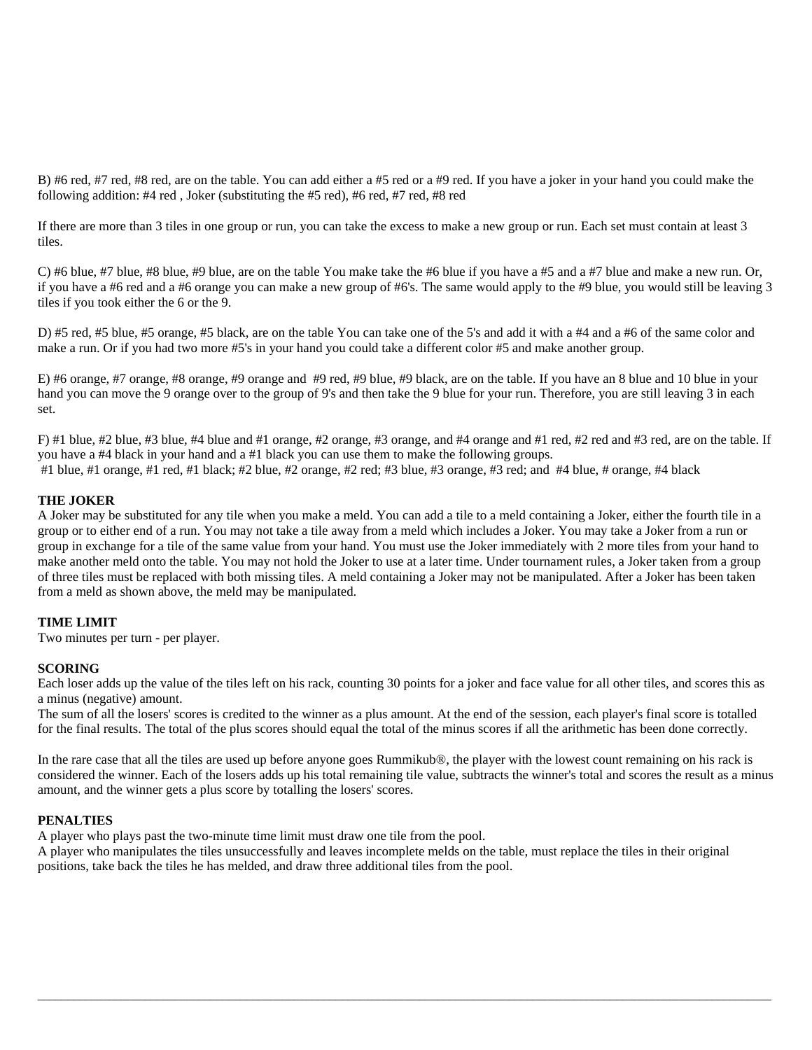B) #6 red, #7 red, #8 red, are on the table. You can add either a #5 red or a #9 red. If you have a joker in your hand you could make the following addition: #4 red , Joker (substituting the #5 red), #6 red, #7 red, #8 red

If there are more than 3 tiles in one group or run, you can take the excess to make a new group or run. Each set must contain at least 3 tiles.

C) #6 blue, #7 blue, #8 blue, #9 blue, are on the table You make take the #6 blue if you have a #5 and a #7 blue and make a new run. Or, if you have a #6 red and a #6 orange you can make a new group of #6's. The same would apply to the #9 blue, you would still be leaving 3 tiles if you took either the 6 or the 9.

D) #5 red, #5 blue, #5 orange, #5 black, are on the table You can take one of the 5's and add it with a #4 and a #6 of the same color and make a run. Or if you had two more #5's in your hand you could take a different color #5 and make another group.

E) #6 orange, #7 orange, #8 orange, #9 orange and #9 red, #9 blue, #9 black, are on the table. If you have an 8 blue and 10 blue in your hand you can move the 9 orange over to the group of 9's and then take the 9 blue for your run. Therefore, you are still leaving 3 in each set.

F) #1 blue, #2 blue, #3 blue, #4 blue and #1 orange, #2 orange, #3 orange, and #4 orange and #1 red, #2 red and #3 red, are on the table. If you have a #4 black in your hand and a #1 black you can use them to make the following groups.
#1 blue, #1 orange, #1 red, #1 black; #2 blue, #2 orange, #2 red; #3 blue, #3 orange, #3 red; and #4 blue, # orange, #4 black

**THE JOKER**
A Joker may be substituted for any tile when you make a meld. You can add a tile to a meld containing a Joker, either the fourth tile in a group or to either end of a run. You may not take a tile away from a meld which includes a Joker. You may take a Joker from a run or group in exchange for a tile of the same value from your hand. You must use the Joker immediately with 2 more tiles from your hand to make another meld onto the table. You may not hold the Joker to use at a later time. Under tournament rules, a Joker taken from a group of three tiles must be replaced with both missing tiles. A meld containing a Joker may not be manipulated. After a Joker has been taken from a meld as shown above, the meld may be manipulated.

**TIME LIMIT**
Two minutes per turn - per player.

**SCORING**
Each loser adds up the value of the tiles left on his rack, counting 30 points for a joker and face value for all other tiles, and scores this as a minus (negative) amount.
The sum of all the losers' scores is credited to the winner as a plus amount. At the end of the session, each player's final score is totalled for the final results. The total of the plus scores should equal the total of the minus scores if all the arithmetic has been done correctly.

In the rare case that all the tiles are used up before anyone goes Rummikub®, the player with the lowest count remaining on his rack is considered the winner. Each of the losers adds up his total remaining tile value, subtracts the winner's total and scores the result as a minus amount, and the winner gets a plus score by totalling the losers' scores.

**PENALTIES**
A player who plays past the two-minute time limit must draw one tile from the pool.
A player who manipulates the tiles unsuccessfully and leaves incomplete melds on the table, must replace the tiles in their original positions, take back the tiles he has melded, and draw three additional tiles from the pool.